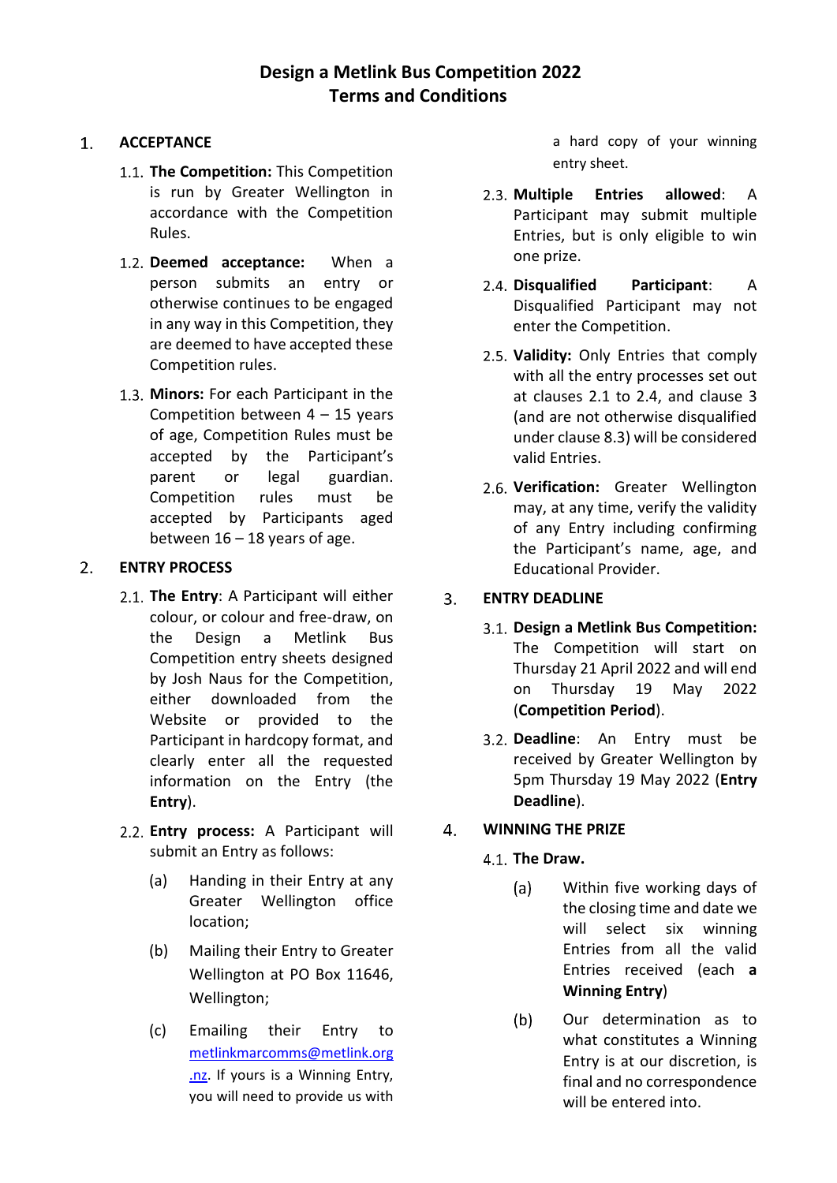# Design a Metlink Bus Competition 2022
# Terms and Conditions

## 1. ACCEPTANCE

1.1. **The Competition:** This Competition is run by Greater Wellington in accordance with the Competition Rules.

1.2. **Deemed acceptance:** When a person submits an entry or otherwise continues to be engaged in any way in this Competition, they are deemed to have accepted these Competition rules.

1.3. **Minors:** For each Participant in the Competition between 4 – 15 years of age, Competition Rules must be accepted by the Participant's parent or legal guardian. Competition rules must be accepted by Participants aged between 16 – 18 years of age.

## 2. ENTRY PROCESS

2.1. **The Entry**: A Participant will either colour, or colour and free-draw, on the Design a Metlink Bus Competition entry sheets designed by Josh Naus for the Competition, either downloaded from the Website or provided to the Participant in hardcopy format, and clearly enter all the requested information on the Entry (the **Entry**).

2.2. **Entry process:** A Participant will submit an Entry as follows:

(a) Handing in their Entry at any Greater Wellington office location;

(b) Mailing their Entry to Greater Wellington at PO Box 11646, Wellington;

(c) Emailing their Entry to metlinkmarcomms@metlink.org.nz. If yours is a Winning Entry, you will need to provide us with a hard copy of your winning entry sheet.

2.3. **Multiple Entries allowed**: A Participant may submit multiple Entries, but is only eligible to win one prize.

2.4. **Disqualified Participant**: A Disqualified Participant may not enter the Competition.

2.5. **Validity:** Only Entries that comply with all the entry processes set out at clauses 2.1 to 2.4, and clause 3 (and are not otherwise disqualified under clause 8.3) will be considered valid Entries.

2.6. **Verification:** Greater Wellington may, at any time, verify the validity of any Entry including confirming the Participant's name, age, and Educational Provider.

## 3. ENTRY DEADLINE

3.1. **Design a Metlink Bus Competition:** The Competition will start on Thursday 21 April 2022 and will end on Thursday 19 May 2022 (**Competition Period**).

3.2. **Deadline**: An Entry must be received by Greater Wellington by 5pm Thursday 19 May 2022 (**Entry Deadline**).

## 4. WINNING THE PRIZE

4.1. **The Draw.**

(a) Within five working days of the closing time and date we will select six winning Entries from all the valid Entries received (each **a Winning Entry**)

(b) Our determination as to what constitutes a Winning Entry is at our discretion, is final and no correspondence will be entered into.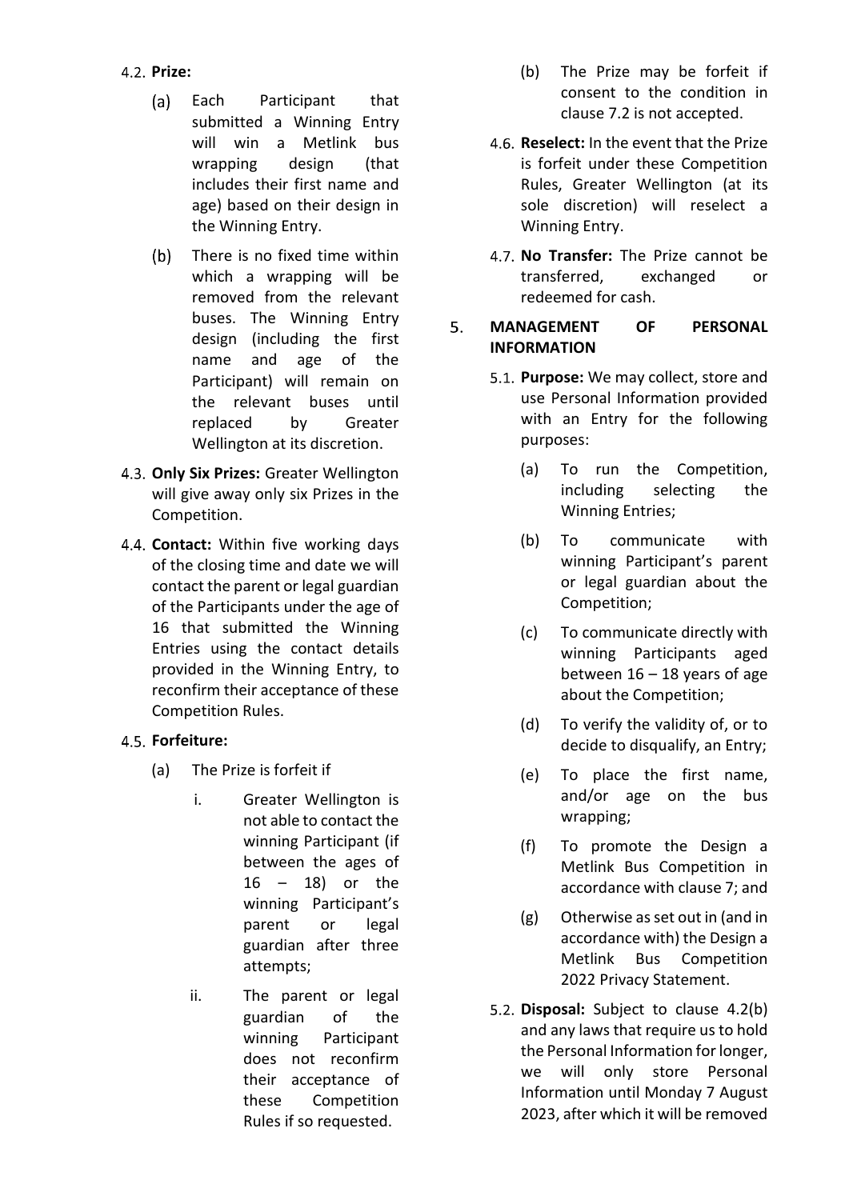4.2. **Prize:**

(a) Each Participant that submitted a Winning Entry will win a Metlink bus wrapping design (that includes their first name and age) based on their design in the Winning Entry.

(b) There is no fixed time within which a wrapping will be removed from the relevant buses. The Winning Entry design (including the first name and age of the Participant) will remain on the relevant buses until replaced by Greater Wellington at its discretion.

4.3. **Only Six Prizes:** Greater Wellington will give away only six Prizes in the Competition.

4.4. **Contact:** Within five working days of the closing time and date we will contact the parent or legal guardian of the Participants under the age of 16 that submitted the Winning Entries using the contact details provided in the Winning Entry, to reconfirm their acceptance of these Competition Rules.

4.5. **Forfeiture:**

(a) The Prize is forfeit if

i. Greater Wellington is not able to contact the winning Participant (if between the ages of 16 – 18) or the winning Participant's parent or legal guardian after three attempts;

ii. The parent or legal guardian of the winning Participant does not reconfirm their acceptance of these Competition Rules if so requested.

(b) The Prize may be forfeit if consent to the condition in clause 7.2 is not accepted.

4.6. **Reselect:** In the event that the Prize is forfeit under these Competition Rules, Greater Wellington (at its sole discretion) will reselect a Winning Entry.

4.7. **No Transfer:** The Prize cannot be transferred, exchanged or redeemed for cash.

## 5. MANAGEMENT OF PERSONAL INFORMATION

5.1. **Purpose:** We may collect, store and use Personal Information provided with an Entry for the following purposes:

(a) To run the Competition, including selecting the Winning Entries;

(b) To communicate with winning Participant's parent or legal guardian about the Competition;

(c) To communicate directly with winning Participants aged between 16 – 18 years of age about the Competition;

(d) To verify the validity of, or to decide to disqualify, an Entry;

(e) To place the first name, and/or age on the bus wrapping;

(f) To promote the Design a Metlink Bus Competition in accordance with clause 7; and

(g) Otherwise as set out in (and in accordance with) the Design a Metlink Bus Competition 2022 Privacy Statement.

5.2. **Disposal:** Subject to clause 4.2(b) and any laws that require us to hold the Personal Information for longer, we will only store Personal Information until Monday 7 August 2023, after which it will be removed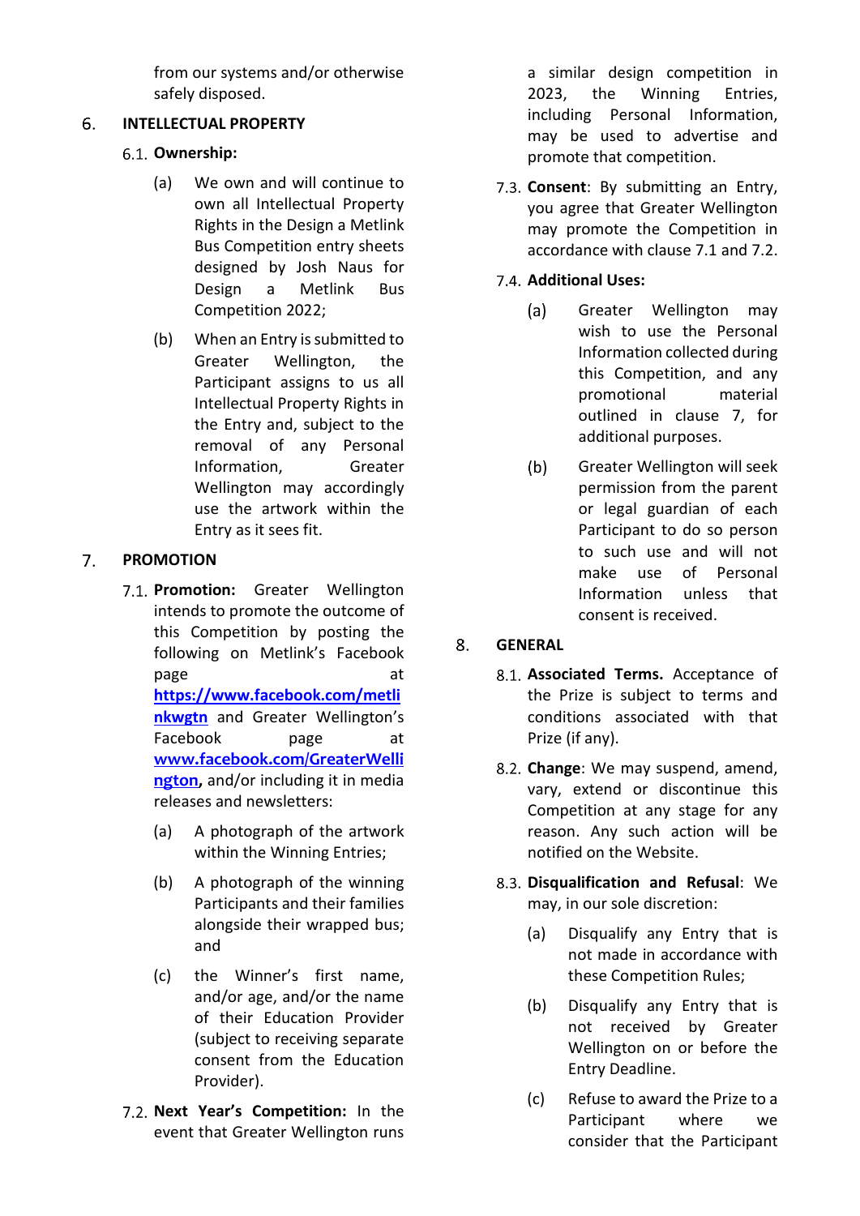from our systems and/or otherwise safely disposed.

## 6. INTELLECTUAL PROPERTY

6.1. **Ownership:**

(a) We own and will continue to own all Intellectual Property Rights in the Design a Metlink Bus Competition entry sheets designed by Josh Naus for Design a Metlink Bus Competition 2022;

(b) When an Entry is submitted to Greater Wellington, the Participant assigns to us all Intellectual Property Rights in the Entry and, subject to the removal of any Personal Information, Greater Wellington may accordingly use the artwork within the Entry as it sees fit.

## 7. PROMOTION

7.1. **Promotion:** Greater Wellington intends to promote the outcome of this Competition by posting the following on Metlink's Facebook page at **https://www.facebook.com/metlinkwgtn** and Greater Wellington's Facebook page at **www.facebook.com/GreaterWellington**, and/or including it in media releases and newsletters:

(a) A photograph of the artwork within the Winning Entries;

(b) A photograph of the winning Participants and their families alongside their wrapped bus; and

(c) the Winner's first name, and/or age, and/or the name of their Education Provider (subject to receiving separate consent from the Education Provider).

7.2. **Next Year's Competition:** In the event that Greater Wellington runs a similar design competition in 2023, the Winning Entries, including Personal Information, may be used to advertise and promote that competition.

7.3. **Consent**: By submitting an Entry, you agree that Greater Wellington may promote the Competition in accordance with clause 7.1 and 7.2.

7.4. **Additional Uses:**

(a) Greater Wellington may wish to use the Personal Information collected during this Competition, and any promotional material outlined in clause 7, for additional purposes.

(b) Greater Wellington will seek permission from the parent or legal guardian of each Participant to do so person to such use and will not make use of Personal Information unless that consent is received.

## 8. GENERAL

8.1. **Associated Terms.** Acceptance of the Prize is subject to terms and conditions associated with that Prize (if any).

8.2. **Change**: We may suspend, amend, vary, extend or discontinue this Competition at any stage for any reason. Any such action will be notified on the Website.

8.3. **Disqualification and Refusal**: We may, in our sole discretion:

(a) Disqualify any Entry that is not made in accordance with these Competition Rules;

(b) Disqualify any Entry that is not received by Greater Wellington on or before the Entry Deadline.

(c) Refuse to award the Prize to a Participant where we consider that the Participant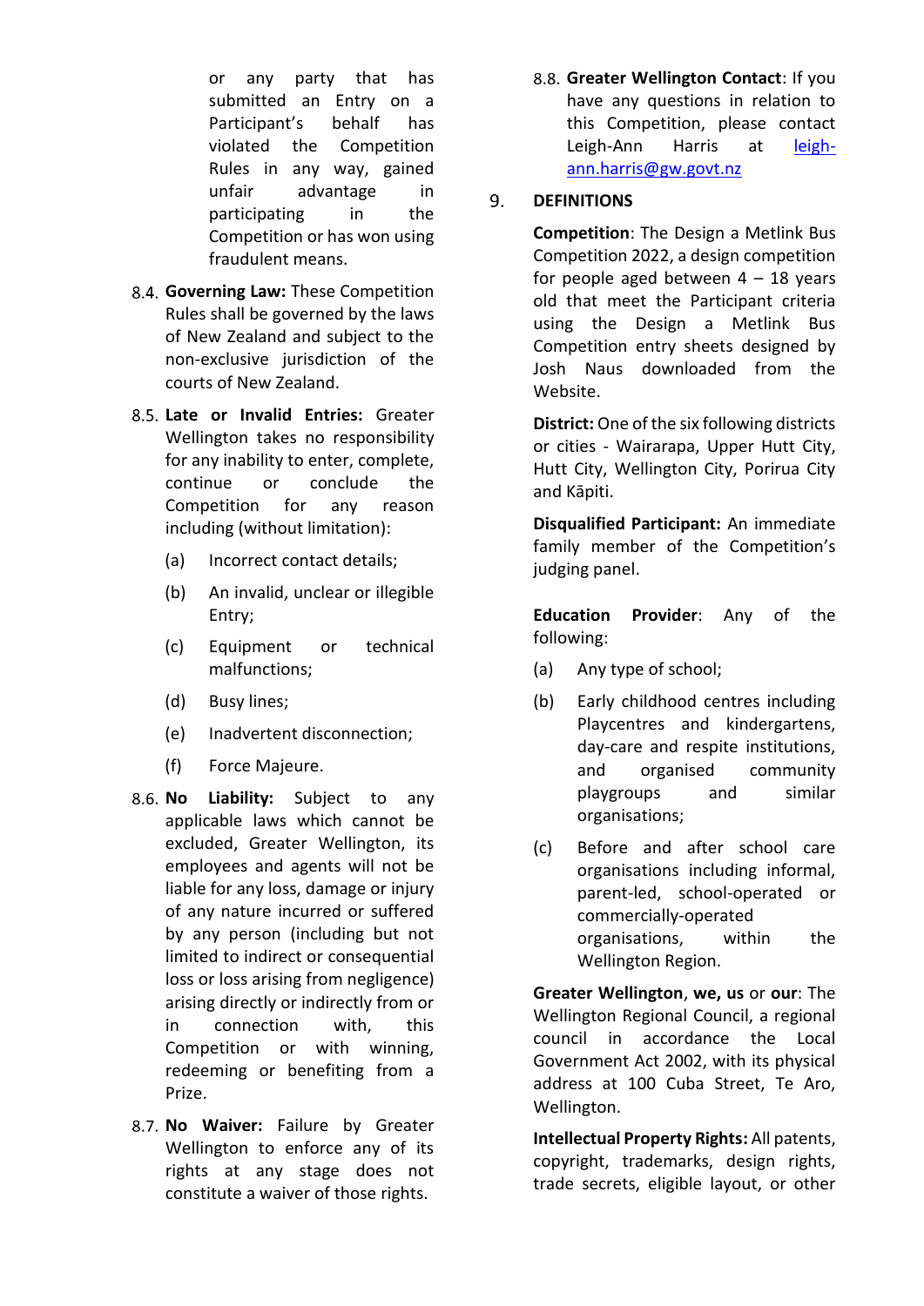or any party that has submitted an Entry on a Participant's behalf has violated the Competition Rules in any way, gained unfair advantage in participating in the Competition or has won using fraudulent means.

8.4. **Governing Law:** These Competition Rules shall be governed by the laws of New Zealand and subject to the non-exclusive jurisdiction of the courts of New Zealand.

8.5. **Late or Invalid Entries:** Greater Wellington takes no responsibility for any inability to enter, complete, continue or conclude the Competition for any reason including (without limitation):

(a) Incorrect contact details;

(b) An invalid, unclear or illegible Entry;

(c) Equipment or technical malfunctions;

(d) Busy lines;

(e) Inadvertent disconnection;

(f) Force Majeure.

8.6. **No Liability:** Subject to any applicable laws which cannot be excluded, Greater Wellington, its employees and agents will not be liable for any loss, damage or injury of any nature incurred or suffered by any person (including but not limited to indirect or consequential loss or loss arising from negligence) arising directly or indirectly from or in connection with, this Competition or with winning, redeeming or benefiting from a Prize.

8.7. **No Waiver:** Failure by Greater Wellington to enforce any of its rights at any stage does not constitute a waiver of those rights.

8.8. **Greater Wellington Contact**: If you have any questions in relation to this Competition, please contact Leigh-Ann Harris at [leigh-ann.harris@gw.govt.nz](mailto:leigh-ann.harris@gw.govt.nz)

## 9. DEFINITIONS

**Competition**: The Design a Metlink Bus Competition 2022, a design competition for people aged between 4 – 18 years old that meet the Participant criteria using the Design a Metlink Bus Competition entry sheets designed by Josh Naus downloaded from the Website.

**District:** One of the six following districts or cities - Wairarapa, Upper Hutt City, Hutt City, Wellington City, Porirua City and Kāpiti.

**Disqualified Participant:** An immediate family member of the Competition's judging panel.

**Education Provider**: Any of the following:

(a) Any type of school;

(b) Early childhood centres including Playcentres and kindergartens, day-care and respite institutions, and organised community playgroups and similar organisations;

(c) Before and after school care organisations including informal, parent-led, school-operated or commercially-operated organisations, within the Wellington Region.

**Greater Wellington**, **we, us** or **our**: The Wellington Regional Council, a regional council in accordance the Local Government Act 2002, with its physical address at 100 Cuba Street, Te Aro, Wellington.

**Intellectual Property Rights:** All patents, copyright, trademarks, design rights, trade secrets, eligible layout, or other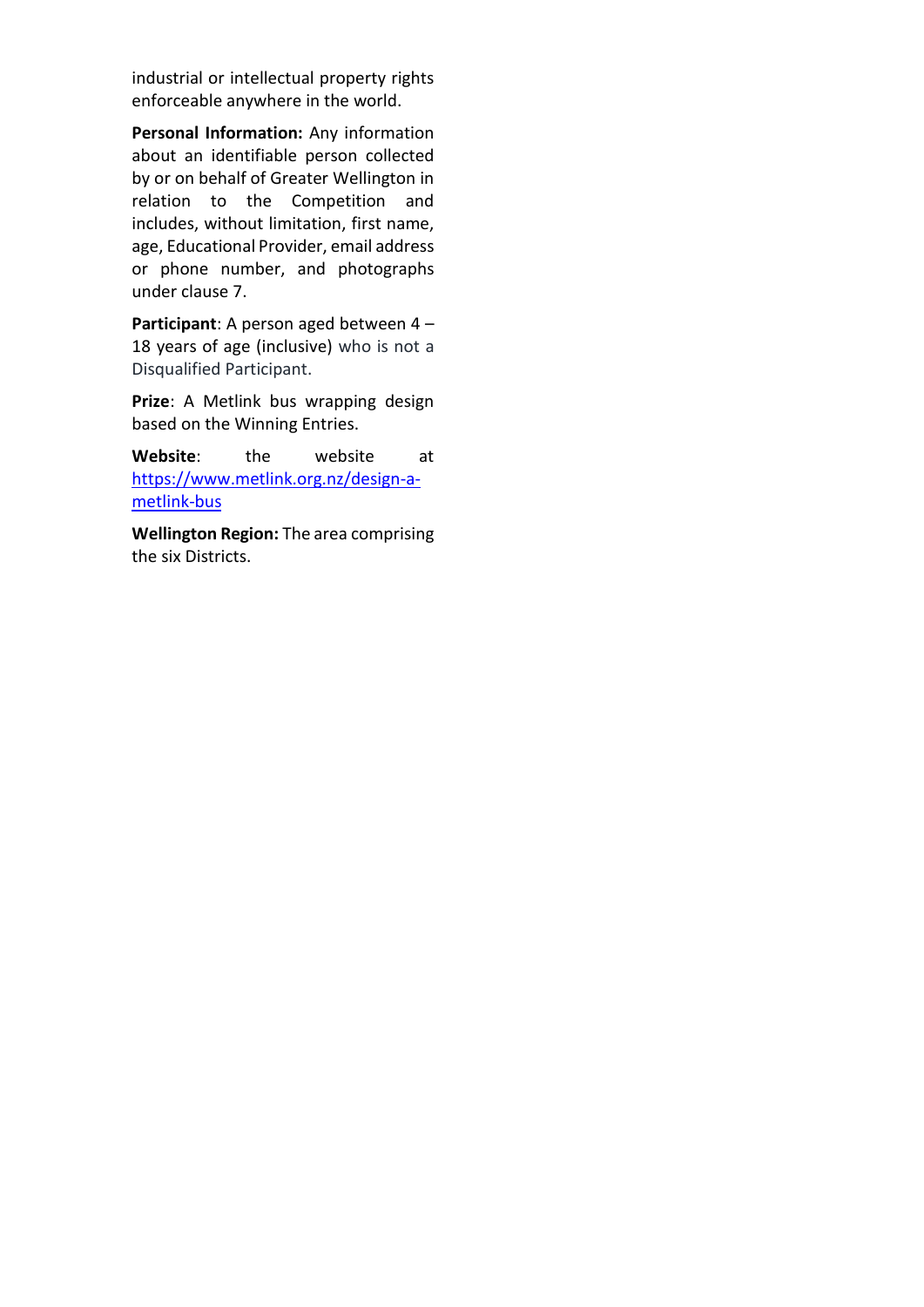industrial or intellectual property rights enforceable anywhere in the world.

**Personal Information:** Any information about an identifiable person collected by or on behalf of Greater Wellington in relation to the Competition and includes, without limitation, first name, age, Educational Provider, email address or phone number, and photographs under clause 7.

**Participant**: A person aged between 4 – 18 years of age (inclusive) who is not a Disqualified Participant.

**Prize**: A Metlink bus wrapping design based on the Winning Entries.

**Website**: the website at https://www.metlink.org.nz/design-a-metlink-bus

**Wellington Region:** The area comprising the six Districts.